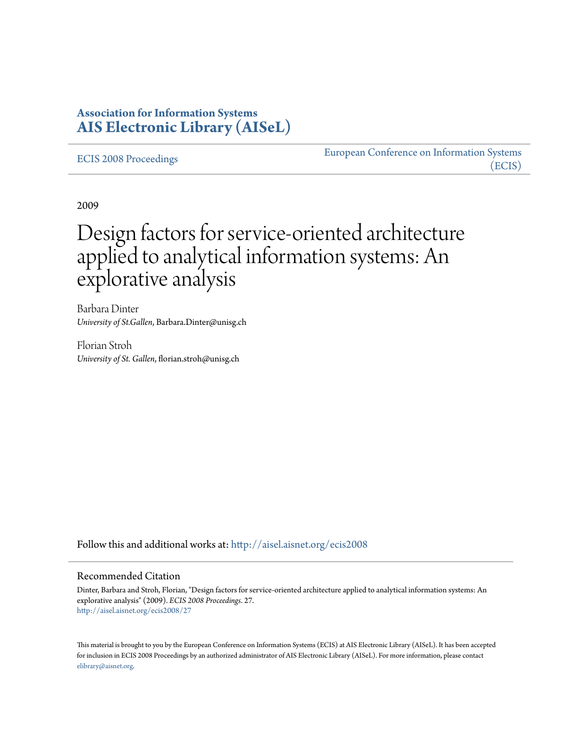**Association for Information Systems**
**AIS Electronic Library (AISeL)**

ECIS 2008 Proceedings | European Conference on Information Systems (ECIS)

2009

# Design factors for service-oriented architecture applied to analytical information systems: An explorative analysis

Barbara Dinter
*University of St.Gallen*, Barbara.Dinter@unisg.ch

Florian Stroh
*University of St. Gallen*, florian.stroh@unisg.ch

Follow this and additional works at: http://aisel.aisnet.org/ecis2008

## Recommended Citation

Dinter, Barbara and Stroh, Florian, "Design factors for service-oriented architecture applied to analytical information systems: An explorative analysis" (2009). *ECIS 2008 Proceedings*. 27.
http://aisel.aisnet.org/ecis2008/27

This material is brought to you by the European Conference on Information Systems (ECIS) at AIS Electronic Library (AISeL). It has been accepted for inclusion in ECIS 2008 Proceedings by an authorized administrator of AIS Electronic Library (AISeL). For more information, please contact elibrary@aisnet.org.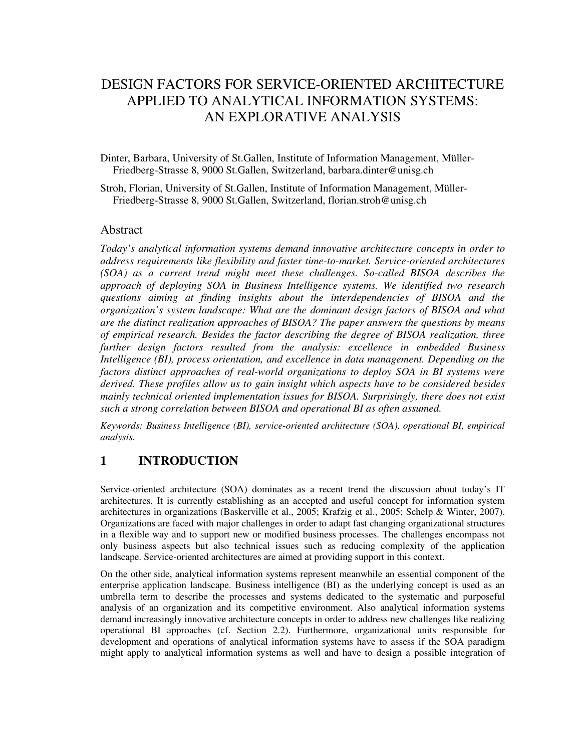# DESIGN FACTORS FOR SERVICE-ORIENTED ARCHITECTURE APPLIED TO ANALYTICAL INFORMATION SYSTEMS: AN EXPLORATIVE ANALYSIS

Dinter, Barbara, University of St.Gallen, Institute of Information Management, Müller-Friedberg-Strasse 8, 9000 St.Gallen, Switzerland, barbara.dinter@unisg.ch

Stroh, Florian, University of St.Gallen, Institute of Information Management, Müller-Friedberg-Strasse 8, 9000 St.Gallen, Switzerland, florian.stroh@unisg.ch

## Abstract

*Today's analytical information systems demand innovative architecture concepts in order to address requirements like flexibility and faster time-to-market. Service-oriented architectures (SOA) as a current trend might meet these challenges. So-called BISOA describes the approach of deploying SOA in Business Intelligence systems. We identified two research questions aiming at finding insights about the interdependencies of BISOA and the organization's system landscape: What are the dominant design factors of BISOA and what are the distinct realization approaches of BISOA? The paper answers the questions by means of empirical research. Besides the factor describing the degree of BISOA realization, three further design factors resulted from the analysis: excellence in embedded Business Intelligence (BI), process orientation, and excellence in data management. Depending on the factors distinct approaches of real-world organizations to deploy SOA in BI systems were derived. These profiles allow us to gain insight which aspects have to be considered besides mainly technical oriented implementation issues for BISOA. Surprisingly, there does not exist such a strong correlation between BISOA and operational BI as often assumed.*

*Keywords: Business Intelligence (BI), service-oriented architecture (SOA), operational BI, empirical analysis.*

## 1 INTRODUCTION

Service-oriented architecture (SOA) dominates as a recent trend the discussion about today's IT architectures. It is currently establishing as an accepted and useful concept for information system architectures in organizations (Baskerville et al., 2005; Krafzig et al., 2005; Schelp & Winter, 2007). Organizations are faced with major challenges in order to adapt fast changing organizational structures in a flexible way and to support new or modified business processes. The challenges encompass not only business aspects but also technical issues such as reducing complexity of the application landscape. Service-oriented architectures are aimed at providing support in this context.

On the other side, analytical information systems represent meanwhile an essential component of the enterprise application landscape. Business intelligence (BI) as the underlying concept is used as an umbrella term to describe the processes and systems dedicated to the systematic and purposeful analysis of an organization and its competitive environment. Also analytical information systems demand increasingly innovative architecture concepts in order to address new challenges like realizing operational BI approaches (cf. Section 2.2). Furthermore, organizational units responsible for development and operations of analytical information systems have to assess if the SOA paradigm might apply to analytical information systems as well and have to design a possible integration of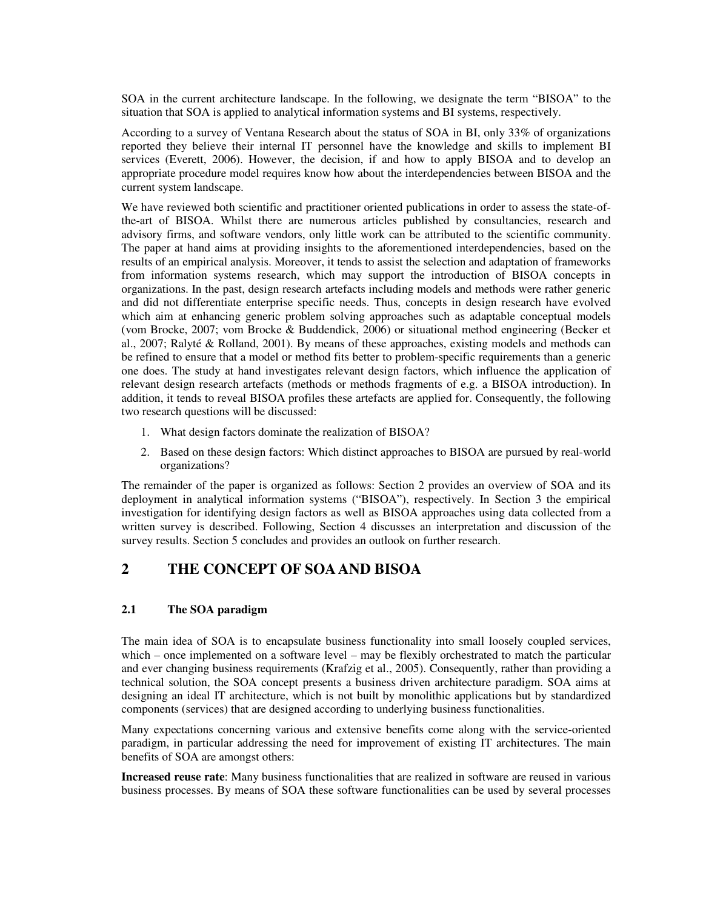SOA in the current architecture landscape. In the following, we designate the term "BISOA" to the situation that SOA is applied to analytical information systems and BI systems, respectively.

According to a survey of Ventana Research about the status of SOA in BI, only 33% of organizations reported they believe their internal IT personnel have the knowledge and skills to implement BI services (Everett, 2006). However, the decision, if and how to apply BISOA and to develop an appropriate procedure model requires know how about the interdependencies between BISOA and the current system landscape.

We have reviewed both scientific and practitioner oriented publications in order to assess the state-of-the-art of BISOA. Whilst there are numerous articles published by consultancies, research and advisory firms, and software vendors, only little work can be attributed to the scientific community. The paper at hand aims at providing insights to the aforementioned interdependencies, based on the results of an empirical analysis. Moreover, it tends to assist the selection and adaptation of frameworks from information systems research, which may support the introduction of BISOA concepts in organizations. In the past, design research artefacts including models and methods were rather generic and did not differentiate enterprise specific needs. Thus, concepts in design research have evolved which aim at enhancing generic problem solving approaches such as adaptable conceptual models (vom Brocke, 2007; vom Brocke & Buddendick, 2006) or situational method engineering (Becker et al., 2007; Ralyté & Rolland, 2001). By means of these approaches, existing models and methods can be refined to ensure that a model or method fits better to problem-specific requirements than a generic one does. The study at hand investigates relevant design factors, which influence the application of relevant design research artefacts (methods or methods fragments of e.g. a BISOA introduction). In addition, it tends to reveal BISOA profiles these artefacts are applied for. Consequently, the following two research questions will be discussed:

1. What design factors dominate the realization of BISOA?
2. Based on these design factors: Which distinct approaches to BISOA are pursued by real-world organizations?

The remainder of the paper is organized as follows: Section 2 provides an overview of SOA and its deployment in analytical information systems ("BISOA"), respectively. In Section 3 the empirical investigation for identifying design factors as well as BISOA approaches using data collected from a written survey is described. Following, Section 4 discusses an interpretation and discussion of the survey results. Section 5 concludes and provides an outlook on further research.

## 2 THE CONCEPT OF SOA AND BISOA

### 2.1 The SOA paradigm

The main idea of SOA is to encapsulate business functionality into small loosely coupled services, which – once implemented on a software level – may be flexibly orchestrated to match the particular and ever changing business requirements (Krafzig et al., 2005). Consequently, rather than providing a technical solution, the SOA concept presents a business driven architecture paradigm. SOA aims at designing an ideal IT architecture, which is not built by monolithic applications but by standardized components (services) that are designed according to underlying business functionalities.

Many expectations concerning various and extensive benefits come along with the service-oriented paradigm, in particular addressing the need for improvement of existing IT architectures. The main benefits of SOA are amongst others:

**Increased reuse rate**: Many business functionalities that are realized in software are reused in various business processes. By means of SOA these software functionalities can be used by several processes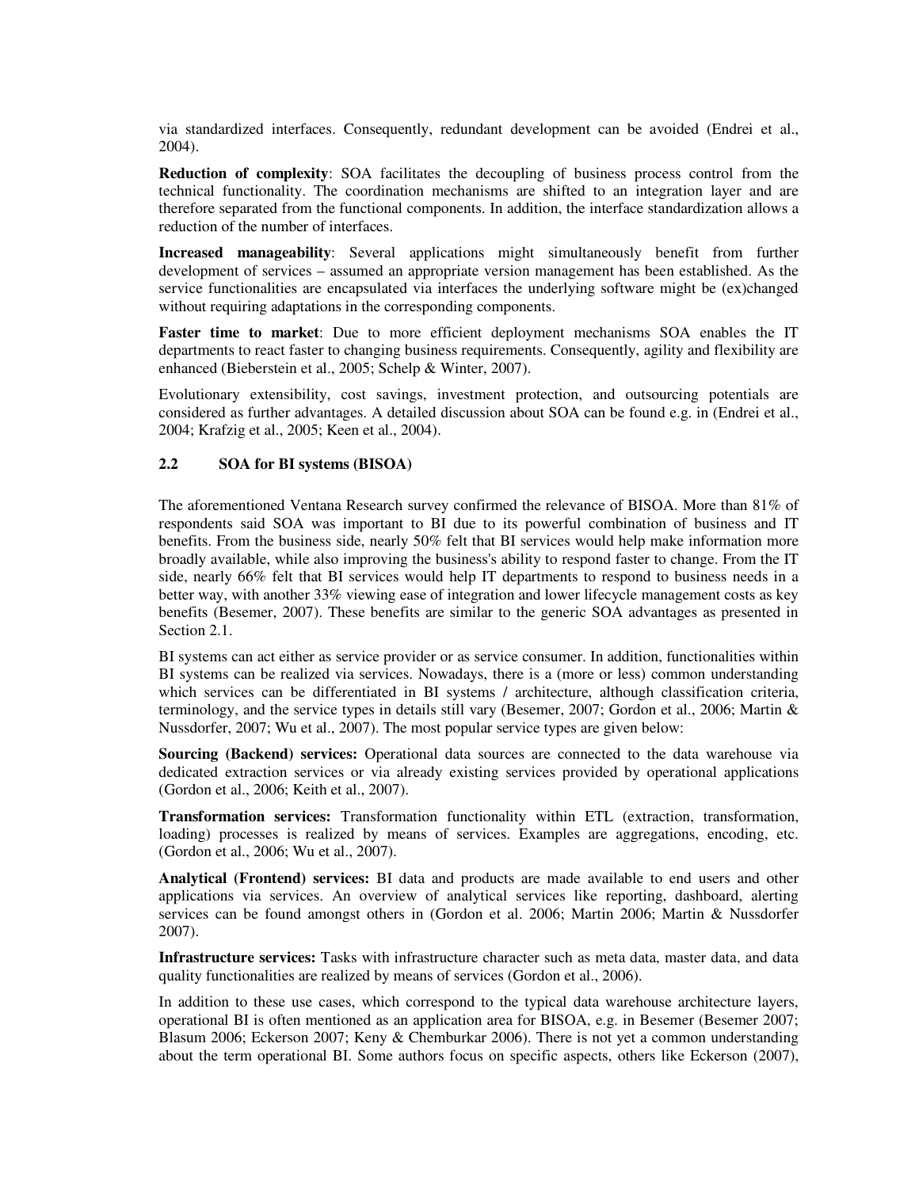via standardized interfaces. Consequently, redundant development can be avoided (Endrei et al., 2004).

**Reduction of complexity**: SOA facilitates the decoupling of business process control from the technical functionality. The coordination mechanisms are shifted to an integration layer and are therefore separated from the functional components. In addition, the interface standardization allows a reduction of the number of interfaces.

**Increased manageability**: Several applications might simultaneously benefit from further development of services – assumed an appropriate version management has been established. As the service functionalities are encapsulated via interfaces the underlying software might be (ex)changed without requiring adaptations in the corresponding components.

**Faster time to market**: Due to more efficient deployment mechanisms SOA enables the IT departments to react faster to changing business requirements. Consequently, agility and flexibility are enhanced (Bieberstein et al., 2005; Schelp & Winter, 2007).

Evolutionary extensibility, cost savings, investment protection, and outsourcing potentials are considered as further advantages. A detailed discussion about SOA can be found e.g. in (Endrei et al., 2004; Krafzig et al., 2005; Keen et al., 2004).

### 2.2 SOA for BI systems (BISOA)

The aforementioned Ventana Research survey confirmed the relevance of BISOA. More than 81% of respondents said SOA was important to BI due to its powerful combination of business and IT benefits. From the business side, nearly 50% felt that BI services would help make information more broadly available, while also improving the business's ability to respond faster to change. From the IT side, nearly 66% felt that BI services would help IT departments to respond to business needs in a better way, with another 33% viewing ease of integration and lower lifecycle management costs as key benefits (Besemer, 2007). These benefits are similar to the generic SOA advantages as presented in Section 2.1.

BI systems can act either as service provider or as service consumer. In addition, functionalities within BI systems can be realized via services. Nowadays, there is a (more or less) common understanding which services can be differentiated in BI systems / architecture, although classification criteria, terminology, and the service types in details still vary (Besemer, 2007; Gordon et al., 2006; Martin & Nussdorfer, 2007; Wu et al., 2007). The most popular service types are given below:

**Sourcing (Backend) services:** Operational data sources are connected to the data warehouse via dedicated extraction services or via already existing services provided by operational applications (Gordon et al., 2006; Keith et al., 2007).

**Transformation services:** Transformation functionality within ETL (extraction, transformation, loading) processes is realized by means of services. Examples are aggregations, encoding, etc. (Gordon et al., 2006; Wu et al., 2007).

**Analytical (Frontend) services:** BI data and products are made available to end users and other applications via services. An overview of analytical services like reporting, dashboard, alerting services can be found amongst others in (Gordon et al. 2006; Martin 2006; Martin & Nussdorfer 2007).

**Infrastructure services:** Tasks with infrastructure character such as meta data, master data, and data quality functionalities are realized by means of services (Gordon et al., 2006).

In addition to these use cases, which correspond to the typical data warehouse architecture layers, operational BI is often mentioned as an application area for BISOA, e.g. in Besemer (Besemer 2007; Blasum 2006; Eckerson 2007; Keny & Chemburkar 2006). There is not yet a common understanding about the term operational BI. Some authors focus on specific aspects, others like Eckerson (2007),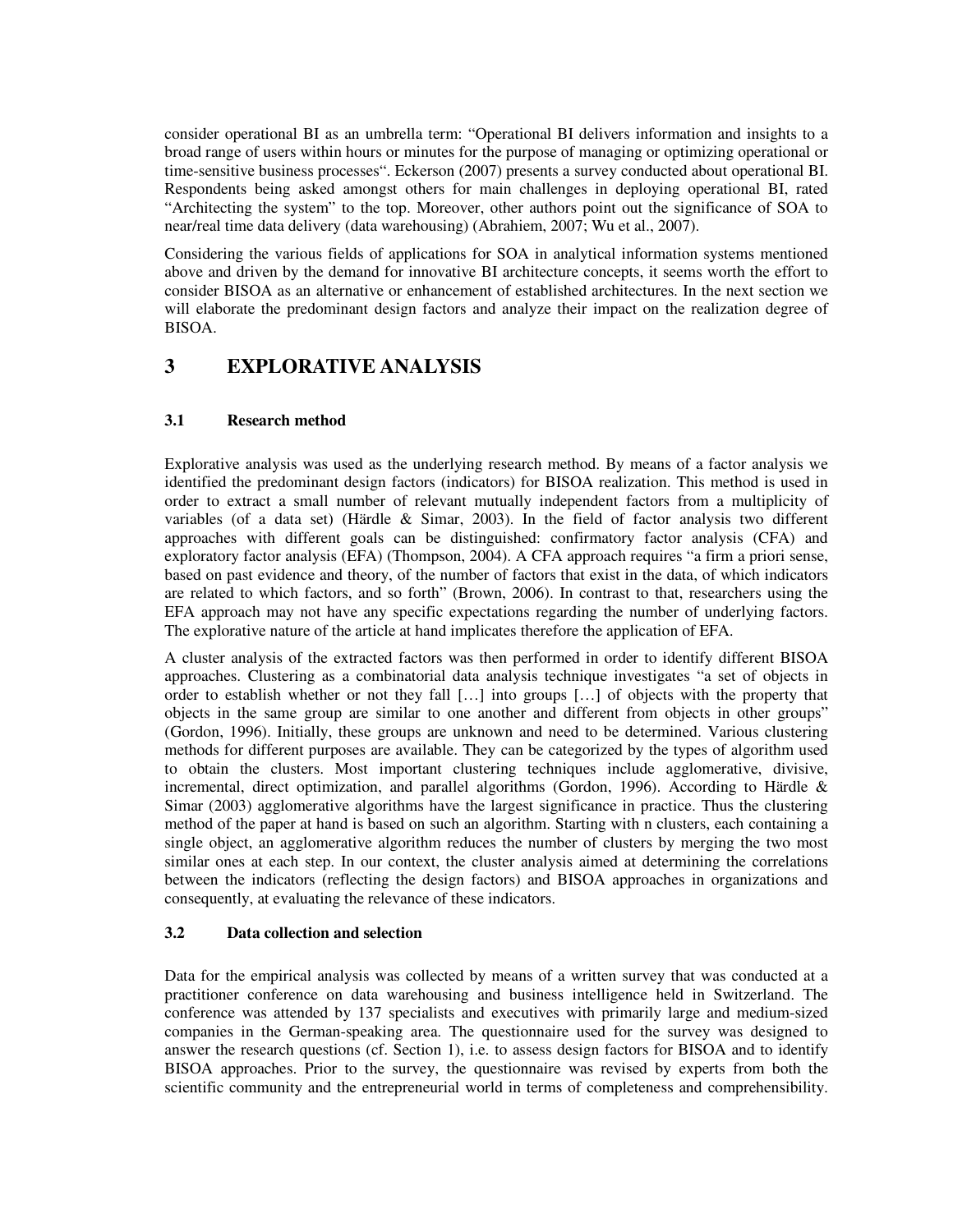consider operational BI as an umbrella term: "Operational BI delivers information and insights to a broad range of users within hours or minutes for the purpose of managing or optimizing operational or time-sensitive business processes". Eckerson (2007) presents a survey conducted about operational BI. Respondents being asked amongst others for main challenges in deploying operational BI, rated "Architecting the system" to the top. Moreover, other authors point out the significance of SOA to near/real time data delivery (data warehousing) (Abrahiem, 2007; Wu et al., 2007).

Considering the various fields of applications for SOA in analytical information systems mentioned above and driven by the demand for innovative BI architecture concepts, it seems worth the effort to consider BISOA as an alternative or enhancement of established architectures. In the next section we will elaborate the predominant design factors and analyze their impact on the realization degree of BISOA.

# 3 EXPLORATIVE ANALYSIS

## 3.1 Research method

Explorative analysis was used as the underlying research method. By means of a factor analysis we identified the predominant design factors (indicators) for BISOA realization. This method is used in order to extract a small number of relevant mutually independent factors from a multiplicity of variables (of a data set) (Härdle & Simar, 2003). In the field of factor analysis two different approaches with different goals can be distinguished: confirmatory factor analysis (CFA) and exploratory factor analysis (EFA) (Thompson, 2004). A CFA approach requires "a firm a priori sense, based on past evidence and theory, of the number of factors that exist in the data, of which indicators are related to which factors, and so forth" (Brown, 2006). In contrast to that, researchers using the EFA approach may not have any specific expectations regarding the number of underlying factors. The explorative nature of the article at hand implicates therefore the application of EFA.

A cluster analysis of the extracted factors was then performed in order to identify different BISOA approaches. Clustering as a combinatorial data analysis technique investigates "a set of objects in order to establish whether or not they fall […] into groups […] of objects with the property that objects in the same group are similar to one another and different from objects in other groups" (Gordon, 1996). Initially, these groups are unknown and need to be determined. Various clustering methods for different purposes are available. They can be categorized by the types of algorithm used to obtain the clusters. Most important clustering techniques include agglomerative, divisive, incremental, direct optimization, and parallel algorithms (Gordon, 1996). According to Härdle & Simar (2003) agglomerative algorithms have the largest significance in practice. Thus the clustering method of the paper at hand is based on such an algorithm. Starting with n clusters, each containing a single object, an agglomerative algorithm reduces the number of clusters by merging the two most similar ones at each step. In our context, the cluster analysis aimed at determining the correlations between the indicators (reflecting the design factors) and BISOA approaches in organizations and consequently, at evaluating the relevance of these indicators.

## 3.2 Data collection and selection

Data for the empirical analysis was collected by means of a written survey that was conducted at a practitioner conference on data warehousing and business intelligence held in Switzerland. The conference was attended by 137 specialists and executives with primarily large and medium-sized companies in the German-speaking area. The questionnaire used for the survey was designed to answer the research questions (cf. Section 1), i.e. to assess design factors for BISOA and to identify BISOA approaches. Prior to the survey, the questionnaire was revised by experts from both the scientific community and the entrepreneurial world in terms of completeness and comprehensibility.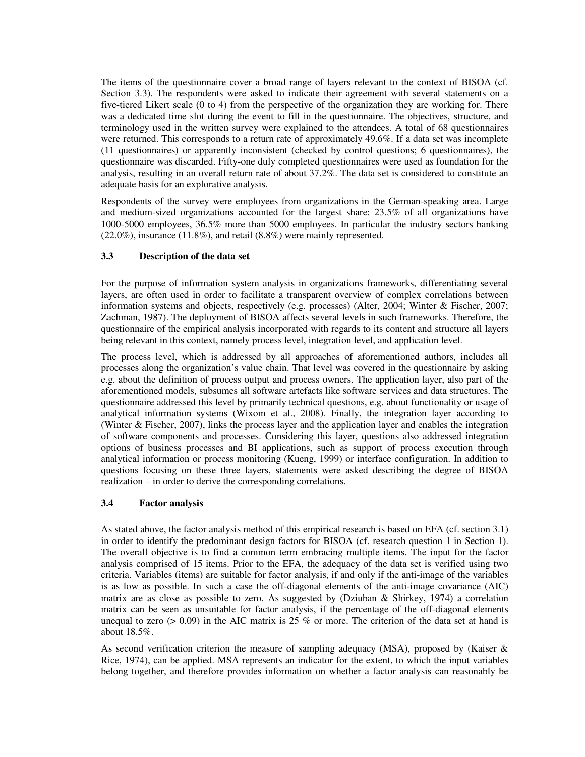The items of the questionnaire cover a broad range of layers relevant to the context of BISOA (cf. Section 3.3). The respondents were asked to indicate their agreement with several statements on a five-tiered Likert scale (0 to 4) from the perspective of the organization they are working for. There was a dedicated time slot during the event to fill in the questionnaire. The objectives, structure, and terminology used in the written survey were explained to the attendees. A total of 68 questionnaires were returned. This corresponds to a return rate of approximately 49.6%. If a data set was incomplete (11 questionnaires) or apparently inconsistent (checked by control questions; 6 questionnaires), the questionnaire was discarded. Fifty-one duly completed questionnaires were used as foundation for the analysis, resulting in an overall return rate of about 37.2%. The data set is considered to constitute an adequate basis for an explorative analysis.

Respondents of the survey were employees from organizations in the German-speaking area. Large and medium-sized organizations accounted for the largest share: 23.5% of all organizations have 1000-5000 employees, 36.5% more than 5000 employees. In particular the industry sectors banking (22.0%), insurance (11.8%), and retail (8.8%) were mainly represented.

### 3.3 Description of the data set

For the purpose of information system analysis in organizations frameworks, differentiating several layers, are often used in order to facilitate a transparent overview of complex correlations between information systems and objects, respectively (e.g. processes) (Alter, 2004; Winter & Fischer, 2007; Zachman, 1987). The deployment of BISOA affects several levels in such frameworks. Therefore, the questionnaire of the empirical analysis incorporated with regards to its content and structure all layers being relevant in this context, namely process level, integration level, and application level.

The process level, which is addressed by all approaches of aforementioned authors, includes all processes along the organization's value chain. That level was covered in the questionnaire by asking e.g. about the definition of process output and process owners. The application layer, also part of the aforementioned models, subsumes all software artefacts like software services and data structures. The questionnaire addressed this level by primarily technical questions, e.g. about functionality or usage of analytical information systems (Wixom et al., 2008). Finally, the integration layer according to (Winter & Fischer, 2007), links the process layer and the application layer and enables the integration of software components and processes. Considering this layer, questions also addressed integration options of business processes and BI applications, such as support of process execution through analytical information or process monitoring (Kueng, 1999) or interface configuration. In addition to questions focusing on these three layers, statements were asked describing the degree of BISOA realization – in order to derive the corresponding correlations.

### 3.4 Factor analysis

As stated above, the factor analysis method of this empirical research is based on EFA (cf. section 3.1) in order to identify the predominant design factors for BISOA (cf. research question 1 in Section 1). The overall objective is to find a common term embracing multiple items. The input for the factor analysis comprised of 15 items. Prior to the EFA, the adequacy of the data set is verified using two criteria. Variables (items) are suitable for factor analysis, if and only if the anti-image of the variables is as low as possible. In such a case the off-diagonal elements of the anti-image covariance (AIC) matrix are as close as possible to zero. As suggested by (Dziuban & Shirkey, 1974) a correlation matrix can be seen as unsuitable for factor analysis, if the percentage of the off-diagonal elements unequal to zero (> 0.09) in the AIC matrix is 25 % or more. The criterion of the data set at hand is about 18.5%.

As second verification criterion the measure of sampling adequacy (MSA), proposed by (Kaiser & Rice, 1974), can be applied. MSA represents an indicator for the extent, to which the input variables belong together, and therefore provides information on whether a factor analysis can reasonably be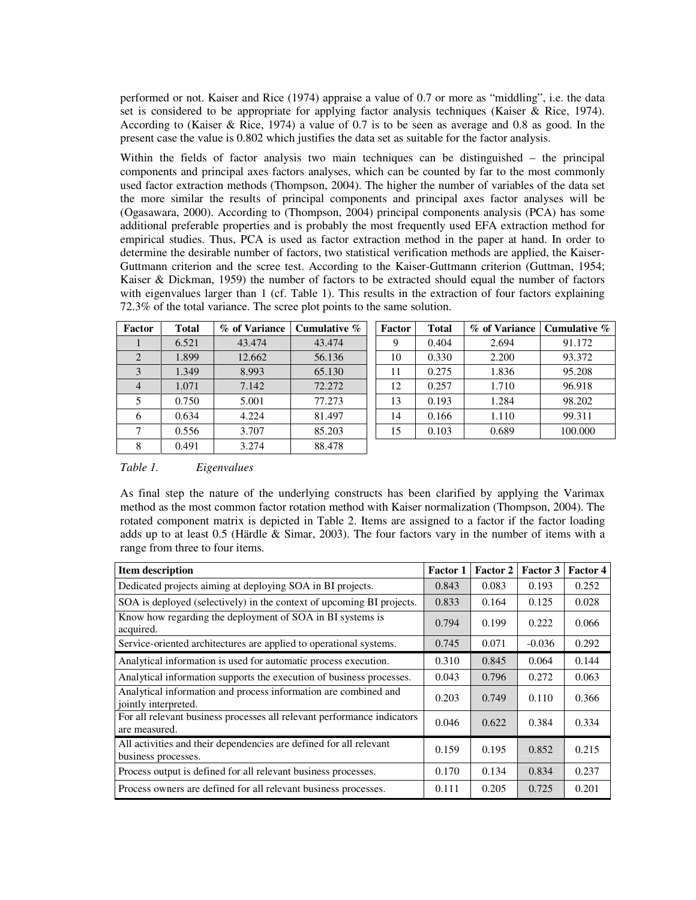performed or not. Kaiser and Rice (1974) appraise a value of 0.7 or more as "middling", i.e. the data set is considered to be appropriate for applying factor analysis techniques (Kaiser & Rice, 1974). According to (Kaiser & Rice, 1974) a value of 0.7 is to be seen as average and 0.8 as good. In the present case the value is 0.802 which justifies the data set as suitable for the factor analysis.

Within the fields of factor analysis two main techniques can be distinguished – the principal components and principal axes factors analyses, which can be counted by far to the most commonly used factor extraction methods (Thompson, 2004). The higher the number of variables of the data set the more similar the results of principal components and principal axes factor analyses will be (Ogasawara, 2000). According to (Thompson, 2004) principal components analysis (PCA) has some additional preferable properties and is probably the most frequently used EFA extraction method for empirical studies. Thus, PCA is used as factor extraction method in the paper at hand. In order to determine the desirable number of factors, two statistical verification methods are applied, the Kaiser-Guttmann criterion and the scree test. According to the Kaiser-Guttmann criterion (Guttman, 1954; Kaiser & Dickman, 1959) the number of factors to be extracted should equal the number of factors with eigenvalues larger than 1 (cf. Table 1). This results in the extraction of four factors explaining 72.3% of the total variance. The scree plot points to the same solution.

| Factor | Total | % of Variance | Cumulative % |
|---|---|---|---|
| 1 | 6.521 | 43.474 | 43.474 |
| 2 | 1.899 | 12.662 | 56.136 |
| 3 | 1.349 | 8.993 | 65.130 |
| 4 | 1.071 | 7.142 | 72.272 |
| 5 | 0.750 | 5.001 | 77.273 |
| 6 | 0.634 | 4.224 | 81.497 |
| 7 | 0.556 | 3.707 | 85.203 |
| 8 | 0.491 | 3.274 | 88.478 |
| 9 | 0.404 | 2.694 | 91.172 |
| 10 | 0.330 | 2.200 | 93.372 |
| 11 | 0.275 | 1.836 | 95.208 |
| 12 | 0.257 | 1.710 | 96.918 |
| 13 | 0.193 | 1.284 | 98.202 |
| 14 | 0.166 | 1.110 | 99.311 |
| 15 | 0.103 | 0.689 | 100.000 |

*Table 1. Eigenvalues*

As final step the nature of the underlying constructs has been clarified by applying the Varimax method as the most common factor rotation method with Kaiser normalization (Thompson, 2004). The rotated component matrix is depicted in Table 2. Items are assigned to a factor if the factor loading adds up to at least 0.5 (Härdle & Simar, 2003). The four factors vary in the number of items with a range from three to four items.

| Item description | Factor 1 | Factor 2 | Factor 3 | Factor 4 |
|---|---|---|---|---|
| Dedicated projects aiming at deploying SOA in BI projects. | 0.843 | 0.083 | 0.193 | 0.252 |
| SOA is deployed (selectively) in the context of upcoming BI projects. | 0.833 | 0.164 | 0.125 | 0.028 |
| Know how regarding the deployment of SOA in BI systems is acquired. | 0.794 | 0.199 | 0.222 | 0.066 |
| Service-oriented architectures are applied to operational systems. | 0.745 | 0.071 | -0.036 | 0.292 |
| Analytical information is used for automatic process execution. | 0.310 | 0.845 | 0.064 | 0.144 |
| Analytical information supports the execution of business processes. | 0.043 | 0.796 | 0.272 | 0.063 |
| Analytical information and process information are combined and jointly interpreted. | 0.203 | 0.749 | 0.110 | 0.366 |
| For all relevant business processes all relevant performance indicators are measured. | 0.046 | 0.622 | 0.384 | 0.334 |
| All activities and their dependencies are defined for all relevant business processes. | 0.159 | 0.195 | 0.852 | 0.215 |
| Process output is defined for all relevant business processes. | 0.170 | 0.134 | 0.834 | 0.237 |
| Process owners are defined for all relevant business processes. | 0.111 | 0.205 | 0.725 | 0.201 |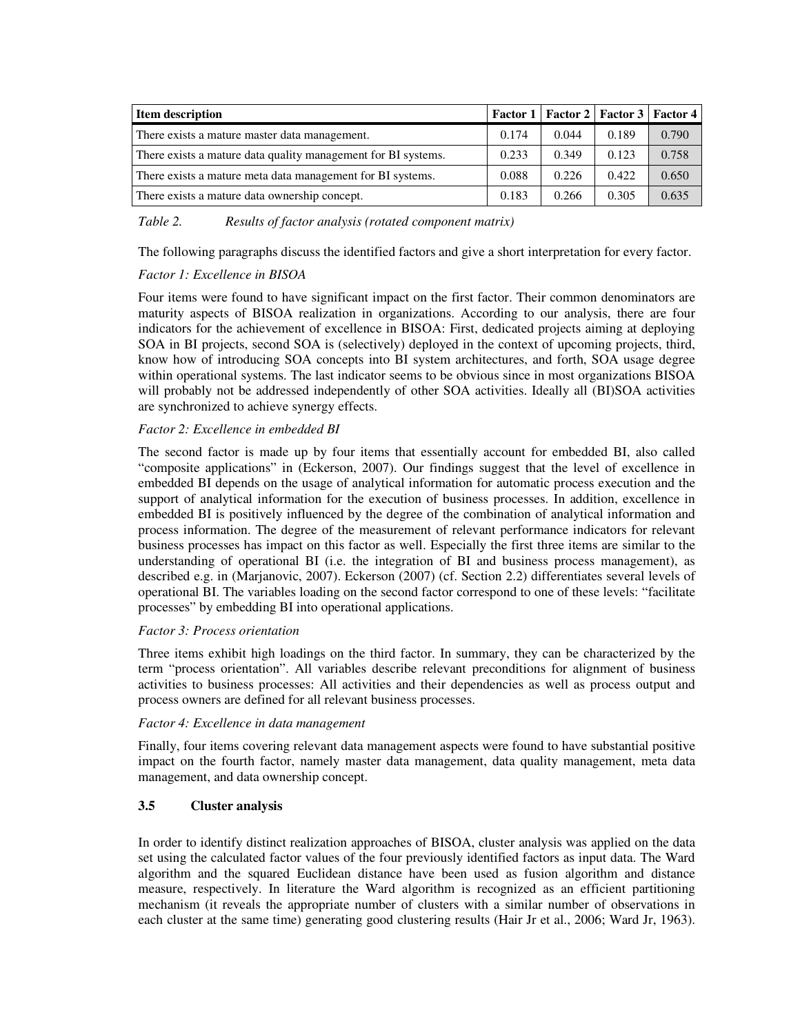| Item description | Factor 1 | Factor 2 | Factor 3 | Factor 4 |
|---|---|---|---|---|
| There exists a mature master data management. | 0.174 | 0.044 | 0.189 | 0.790 |
| There exists a mature data quality management for BI systems. | 0.233 | 0.349 | 0.123 | 0.758 |
| There exists a mature meta data management for BI systems. | 0.088 | 0.226 | 0.422 | 0.650 |
| There exists a mature data ownership concept. | 0.183 | 0.266 | 0.305 | 0.635 |

*Table 2. Results of factor analysis (rotated component matrix)*

The following paragraphs discuss the identified factors and give a short interpretation for every factor.

*Factor 1: Excellence in BISOA*

Four items were found to have significant impact on the first factor. Their common denominators are maturity aspects of BISOA realization in organizations. According to our analysis, there are four indicators for the achievement of excellence in BISOA: First, dedicated projects aiming at deploying SOA in BI projects, second SOA is (selectively) deployed in the context of upcoming projects, third, know how of introducing SOA concepts into BI system architectures, and forth, SOA usage degree within operational systems. The last indicator seems to be obvious since in most organizations BISOA will probably not be addressed independently of other SOA activities. Ideally all (BI)SOA activities are synchronized to achieve synergy effects.

*Factor 2: Excellence in embedded BI*

The second factor is made up by four items that essentially account for embedded BI, also called "composite applications" in (Eckerson, 2007). Our findings suggest that the level of excellence in embedded BI depends on the usage of analytical information for automatic process execution and the support of analytical information for the execution of business processes. In addition, excellence in embedded BI is positively influenced by the degree of the combination of analytical information and process information. The degree of the measurement of relevant performance indicators for relevant business processes has impact on this factor as well. Especially the first three items are similar to the understanding of operational BI (i.e. the integration of BI and business process management), as described e.g. in (Marjanovic, 2007). Eckerson (2007) (cf. Section 2.2) differentiates several levels of operational BI. The variables loading on the second factor correspond to one of these levels: "facilitate processes" by embedding BI into operational applications.

*Factor 3: Process orientation*

Three items exhibit high loadings on the third factor. In summary, they can be characterized by the term "process orientation". All variables describe relevant preconditions for alignment of business activities to business processes: All activities and their dependencies as well as process output and process owners are defined for all relevant business processes.

*Factor 4: Excellence in data management*

Finally, four items covering relevant data management aspects were found to have substantial positive impact on the fourth factor, namely master data management, data quality management, meta data management, and data ownership concept.

### 3.5 Cluster analysis

In order to identify distinct realization approaches of BISOA, cluster analysis was applied on the data set using the calculated factor values of the four previously identified factors as input data. The Ward algorithm and the squared Euclidean distance have been used as fusion algorithm and distance measure, respectively. In literature the Ward algorithm is recognized as an efficient partitioning mechanism (it reveals the appropriate number of clusters with a similar number of observations in each cluster at the same time) generating good clustering results (Hair Jr et al., 2006; Ward Jr, 1963).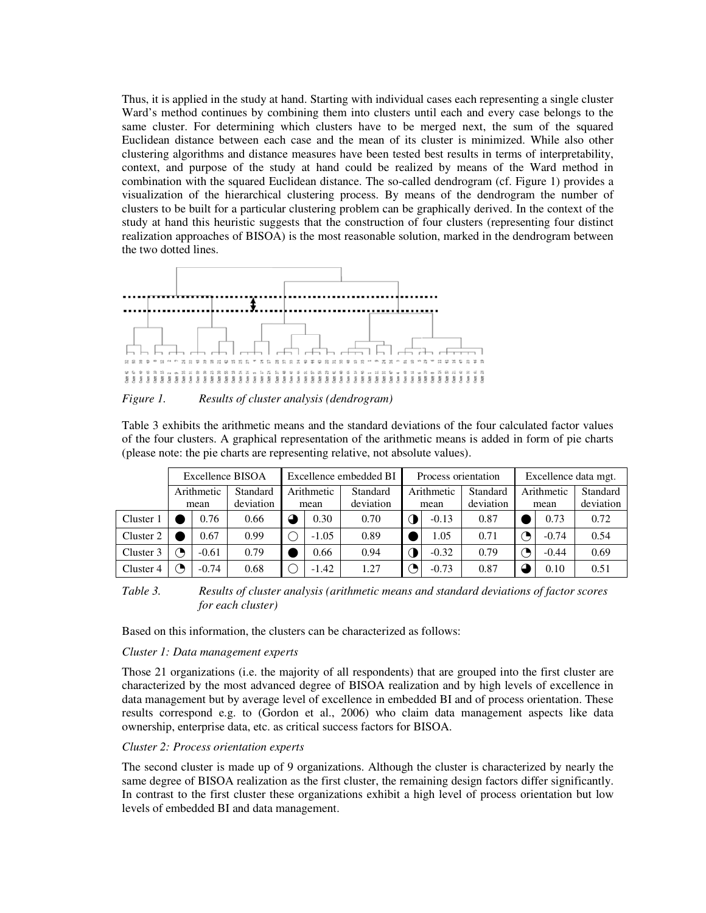Thus, it is applied in the study at hand. Starting with individual cases each representing a single cluster Ward's method continues by combining them into clusters until each and every case belongs to the same cluster. For determining which clusters have to be merged next, the sum of the squared Euclidean distance between each case and the mean of its cluster is minimized. While also other clustering algorithms and distance measures have been tested best results in terms of interpretability, context, and purpose of the study at hand could be realized by means of the Ward method in combination with the squared Euclidean distance. The so-called dendrogram (cf. Figure 1) provides a visualization of the hierarchical clustering process. By means of the dendrogram the number of clusters to be built for a particular clustering problem can be graphically derived. In the context of the study at hand this heuristic suggests that the construction of four clusters (representing four distinct realization approaches of BISOA) is the most reasonable solution, marked in the dendrogram between the two dotted lines.

*Figure 1. Results of cluster analysis (dendrogram)*

Table 3 exhibits the arithmetic means and the standard deviations of the four calculated factor values of the four clusters. A graphical representation of the arithmetic means is added in form of pie charts (please note: the pie charts are representing relative, not absolute values).

| | Excellence BISOA | | | Excellence embedded BI | | | Process orientation | | | Excellence data mgt. | | |
|---|---|---|---|---|---|---|---|---|---|---|---|---|
| | Arithmetic mean | | Standard deviation | Arithmetic mean | | Standard deviation | Arithmetic mean | | Standard deviation | Arithmetic mean | | Standard deviation |
| Cluster 1 | ● | 0.76 | 0.66 | ◕ | 0.30 | 0.70 | ◑ | -0.13 | 0.87 | ● | 0.73 | 0.72 |
| Cluster 2 | ● | 0.67 | 0.99 | ○ | -1.05 | 0.89 | ● | 1.05 | 0.71 | ◔ | -0.74 | 0.54 |
| Cluster 3 | ◔ | -0.61 | 0.79 | ● | 0.66 | 0.94 | ◑ | -0.32 | 0.79 | ◔ | -0.44 | 0.69 |
| Cluster 4 | ◔ | -0.74 | 0.68 | ○ | -1.42 | 1.27 | ◔ | -0.73 | 0.87 | ◕ | 0.10 | 0.51 |

*Table 3. Results of cluster analysis (arithmetic means and standard deviations of factor scores for each cluster)*

Based on this information, the clusters can be characterized as follows:

*Cluster 1: Data management experts*

Those 21 organizations (i.e. the majority of all respondents) that are grouped into the first cluster are characterized by the most advanced degree of BISOA realization and by high levels of excellence in data management but by average level of excellence in embedded BI and of process orientation. These results correspond e.g. to (Gordon et al., 2006) who claim data management aspects like data ownership, enterprise data, etc. as critical success factors for BISOA.

*Cluster 2: Process orientation experts*

The second cluster is made up of 9 organizations. Although the cluster is characterized by nearly the same degree of BISOA realization as the first cluster, the remaining design factors differ significantly. In contrast to the first cluster these organizations exhibit a high level of process orientation but low levels of embedded BI and data management.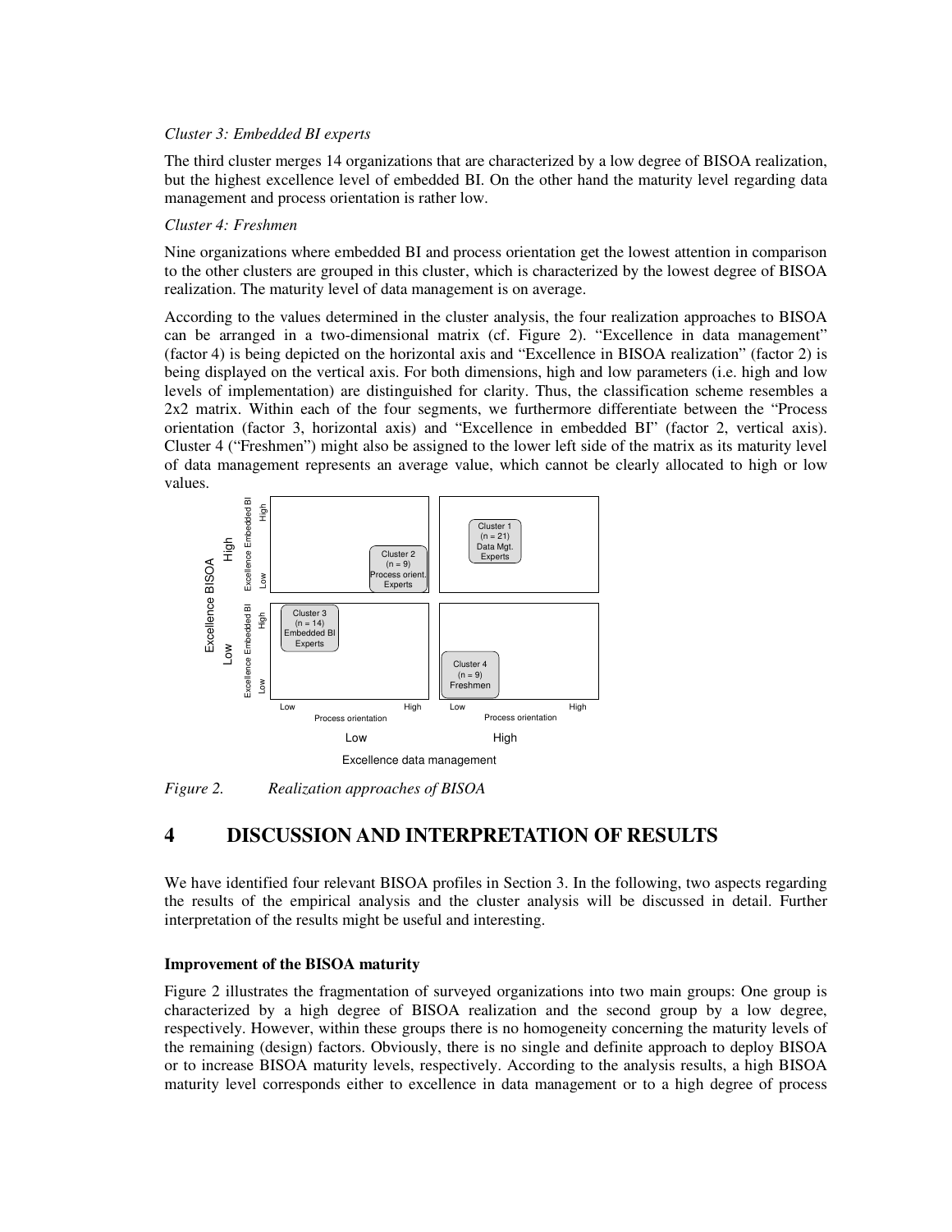*Cluster 3: Embedded BI experts*

The third cluster merges 14 organizations that are characterized by a low degree of BISOA realization, but the highest excellence level of embedded BI. On the other hand the maturity level regarding data management and process orientation is rather low.

*Cluster 4: Freshmen*

Nine organizations where embedded BI and process orientation get the lowest attention in comparison to the other clusters are grouped in this cluster, which is characterized by the lowest degree of BISOA realization. The maturity level of data management is on average.

According to the values determined in the cluster analysis, the four realization approaches to BISOA can be arranged in a two-dimensional matrix (cf. Figure 2). "Excellence in data management" (factor 4) is being depicted on the horizontal axis and "Excellence in BISOA realization" (factor 2) is being displayed on the vertical axis. For both dimensions, high and low parameters (i.e. high and low levels of implementation) are distinguished for clarity. Thus, the classification scheme resembles a 2x2 matrix. Within each of the four segments, we furthermore differentiate between the "Process orientation (factor 3, horizontal axis) and "Excellence in embedded BI" (factor 2, vertical axis). Cluster 4 ("Freshmen") might also be assigned to the lower left side of the matrix as its maturity level of data management represents an average value, which cannot be clearly allocated to high or low values.

*Figure 2. Realization approaches of BISOA*

# 4 DISCUSSION AND INTERPRETATION OF RESULTS

We have identified four relevant BISOA profiles in Section 3. In the following, two aspects regarding the results of the empirical analysis and the cluster analysis will be discussed in detail. Further interpretation of the results might be useful and interesting.

**Improvement of the BISOA maturity**

Figure 2 illustrates the fragmentation of surveyed organizations into two main groups: One group is characterized by a high degree of BISOA realization and the second group by a low degree, respectively. However, within these groups there is no homogeneity concerning the maturity levels of the remaining (design) factors. Obviously, there is no single and definite approach to deploy BISOA or to increase BISOA maturity levels, respectively. According to the analysis results, a high BISOA maturity level corresponds either to excellence in data management or to a high degree of process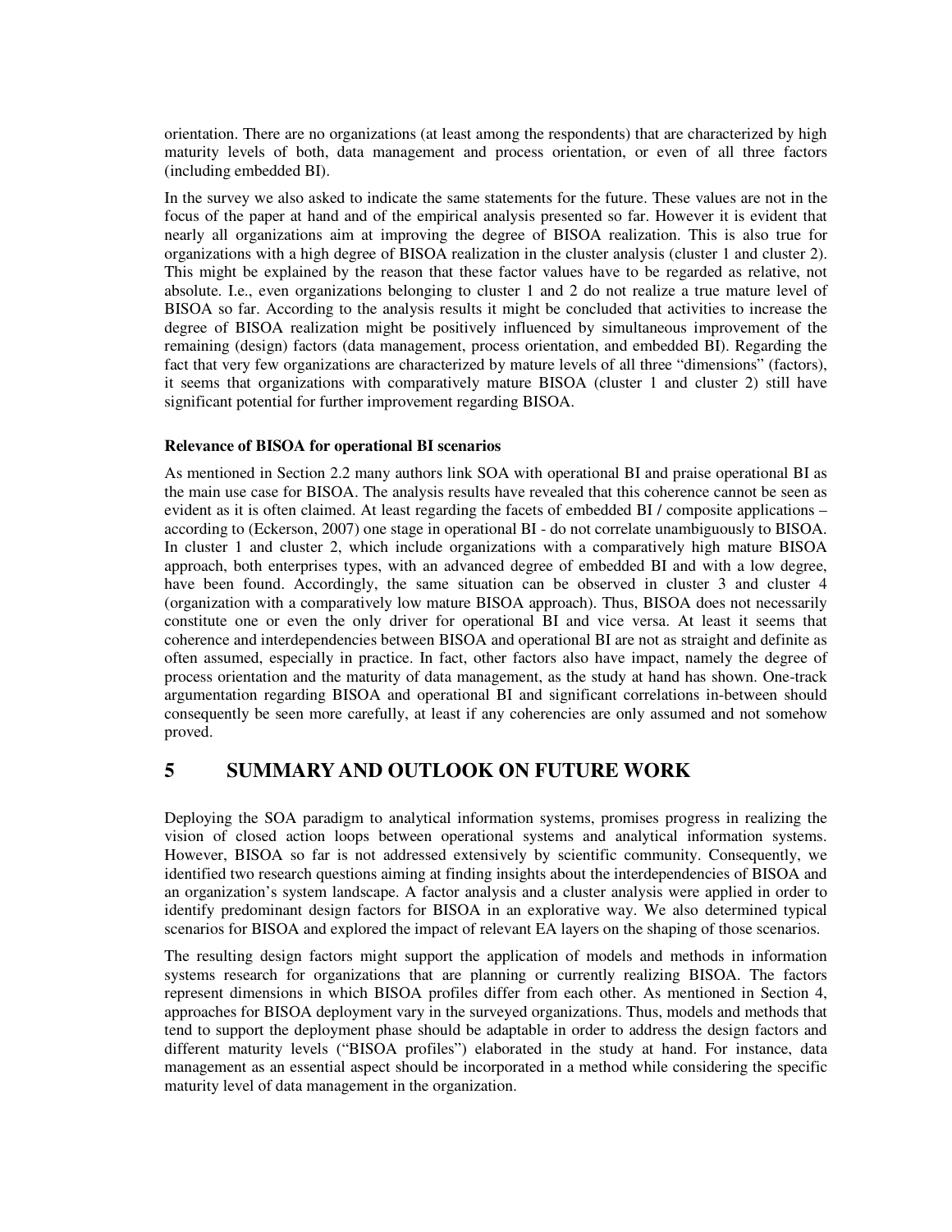orientation. There are no organizations (at least among the respondents) that are characterized by high maturity levels of both, data management and process orientation, or even of all three factors (including embedded BI).

In the survey we also asked to indicate the same statements for the future. These values are not in the focus of the paper at hand and of the empirical analysis presented so far. However it is evident that nearly all organizations aim at improving the degree of BISOA realization. This is also true for organizations with a high degree of BISOA realization in the cluster analysis (cluster 1 and cluster 2). This might be explained by the reason that these factor values have to be regarded as relative, not absolute. I.e., even organizations belonging to cluster 1 and 2 do not realize a true mature level of BISOA so far. According to the analysis results it might be concluded that activities to increase the degree of BISOA realization might be positively influenced by simultaneous improvement of the remaining (design) factors (data management, process orientation, and embedded BI). Regarding the fact that very few organizations are characterized by mature levels of all three "dimensions" (factors), it seems that organizations with comparatively mature BISOA (cluster 1 and cluster 2) still have significant potential for further improvement regarding BISOA.

**Relevance of BISOA for operational BI scenarios**

As mentioned in Section 2.2 many authors link SOA with operational BI and praise operational BI as the main use case for BISOA. The analysis results have revealed that this coherence cannot be seen as evident as it is often claimed. At least regarding the facets of embedded BI / composite applications – according to (Eckerson, 2007) one stage in operational BI - do not correlate unambiguously to BISOA. In cluster 1 and cluster 2, which include organizations with a comparatively high mature BISOA approach, both enterprises types, with an advanced degree of embedded BI and with a low degree, have been found. Accordingly, the same situation can be observed in cluster 3 and cluster 4 (organization with a comparatively low mature BISOA approach). Thus, BISOA does not necessarily constitute one or even the only driver for operational BI and vice versa. At least it seems that coherence and interdependencies between BISOA and operational BI are not as straight and definite as often assumed, especially in practice. In fact, other factors also have impact, namely the degree of process orientation and the maturity of data management, as the study at hand has shown. One-track argumentation regarding BISOA and operational BI and significant correlations in-between should consequently be seen more carefully, at least if any coherencies are only assumed and not somehow proved.

# 5 SUMMARY AND OUTLOOK ON FUTURE WORK

Deploying the SOA paradigm to analytical information systems, promises progress in realizing the vision of closed action loops between operational systems and analytical information systems. However, BISOA so far is not addressed extensively by scientific community. Consequently, we identified two research questions aiming at finding insights about the interdependencies of BISOA and an organization's system landscape. A factor analysis and a cluster analysis were applied in order to identify predominant design factors for BISOA in an explorative way. We also determined typical scenarios for BISOA and explored the impact of relevant EA layers on the shaping of those scenarios.

The resulting design factors might support the application of models and methods in information systems research for organizations that are planning or currently realizing BISOA. The factors represent dimensions in which BISOA profiles differ from each other. As mentioned in Section 4, approaches for BISOA deployment vary in the surveyed organizations. Thus, models and methods that tend to support the deployment phase should be adaptable in order to address the design factors and different maturity levels ("BISOA profiles") elaborated in the study at hand. For instance, data management as an essential aspect should be incorporated in a method while considering the specific maturity level of data management in the organization.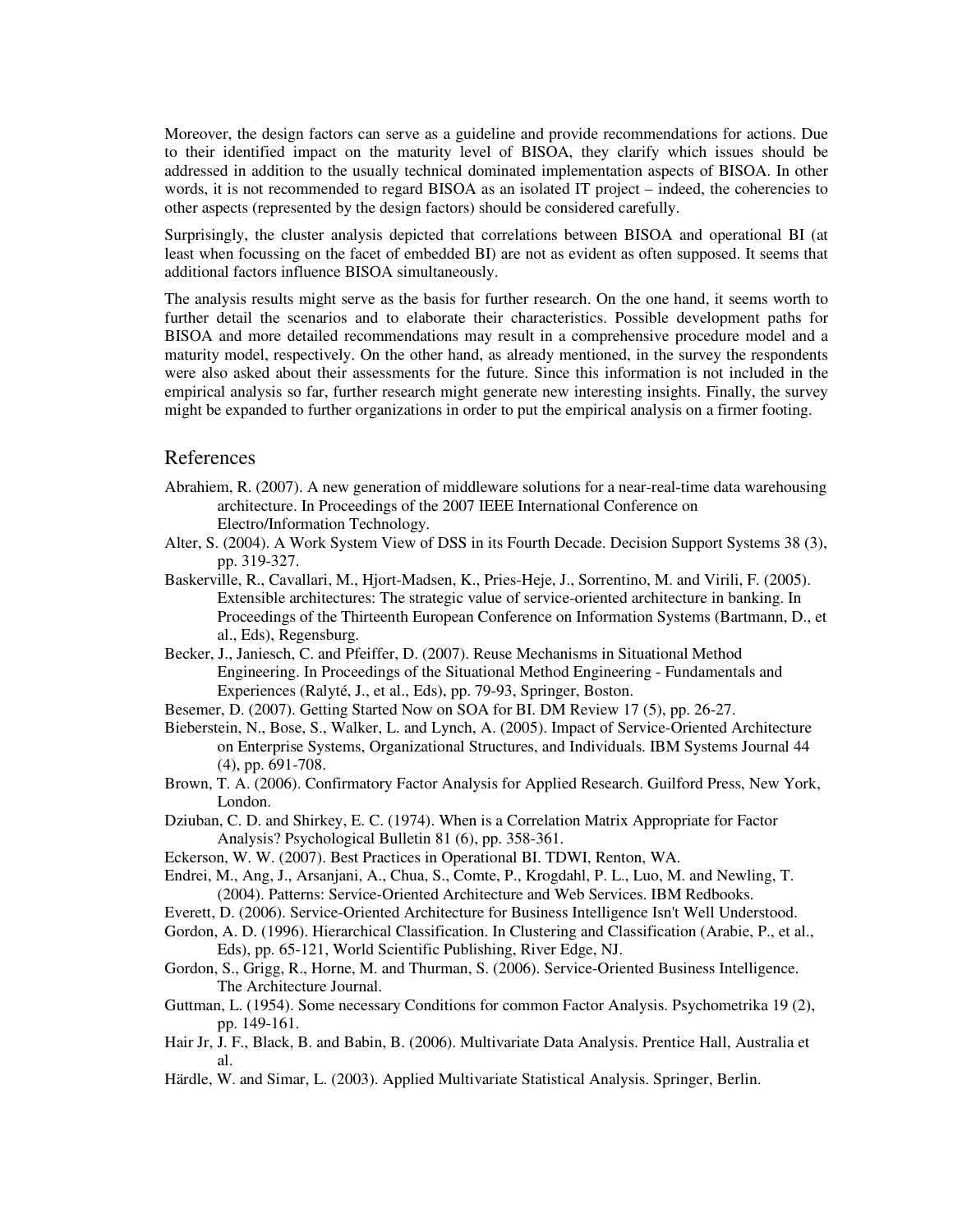Moreover, the design factors can serve as a guideline and provide recommendations for actions. Due to their identified impact on the maturity level of BISOA, they clarify which issues should be addressed in addition to the usually technical dominated implementation aspects of BISOA. In other words, it is not recommended to regard BISOA as an isolated IT project – indeed, the coherencies to other aspects (represented by the design factors) should be considered carefully.

Surprisingly, the cluster analysis depicted that correlations between BISOA and operational BI (at least when focussing on the facet of embedded BI) are not as evident as often supposed. It seems that additional factors influence BISOA simultaneously.

The analysis results might serve as the basis for further research. On the one hand, it seems worth to further detail the scenarios and to elaborate their characteristics. Possible development paths for BISOA and more detailed recommendations may result in a comprehensive procedure model and a maturity model, respectively. On the other hand, as already mentioned, in the survey the respondents were also asked about their assessments for the future. Since this information is not included in the empirical analysis so far, further research might generate new interesting insights. Finally, the survey might be expanded to further organizations in order to put the empirical analysis on a firmer footing.

## References

Abrahiem, R. (2007). A new generation of middleware solutions for a near-real-time data warehousing architecture. In Proceedings of the 2007 IEEE International Conference on Electro/Information Technology.

Alter, S. (2004). A Work System View of DSS in its Fourth Decade. Decision Support Systems 38 (3), pp. 319-327.

Baskerville, R., Cavallari, M., Hjort-Madsen, K., Pries-Heje, J., Sorrentino, M. and Virili, F. (2005). Extensible architectures: The strategic value of service-oriented architecture in banking. In Proceedings of the Thirteenth European Conference on Information Systems (Bartmann, D., et al., Eds), Regensburg.

Becker, J., Janiesch, C. and Pfeiffer, D. (2007). Reuse Mechanisms in Situational Method Engineering. In Proceedings of the Situational Method Engineering - Fundamentals and Experiences (Ralyté, J., et al., Eds), pp. 79-93, Springer, Boston.

Besemer, D. (2007). Getting Started Now on SOA for BI. DM Review 17 (5), pp. 26-27.

Bieberstein, N., Bose, S., Walker, L. and Lynch, A. (2005). Impact of Service-Oriented Architecture on Enterprise Systems, Organizational Structures, and Individuals. IBM Systems Journal 44 (4), pp. 691-708.

Brown, T. A. (2006). Confirmatory Factor Analysis for Applied Research. Guilford Press, New York, London.

Dziuban, C. D. and Shirkey, E. C. (1974). When is a Correlation Matrix Appropriate for Factor Analysis? Psychological Bulletin 81 (6), pp. 358-361.

Eckerson, W. W. (2007). Best Practices in Operational BI. TDWI, Renton, WA.

Endrei, M., Ang, J., Arsanjani, A., Chua, S., Comte, P., Krogdahl, P. L., Luo, M. and Newling, T. (2004). Patterns: Service-Oriented Architecture and Web Services. IBM Redbooks.

Everett, D. (2006). Service-Oriented Architecture for Business Intelligence Isn't Well Understood.

Gordon, A. D. (1996). Hierarchical Classification. In Clustering and Classification (Arabie, P., et al., Eds), pp. 65-121, World Scientific Publishing, River Edge, NJ.

Gordon, S., Grigg, R., Horne, M. and Thurman, S. (2006). Service-Oriented Business Intelligence. The Architecture Journal.

Guttman, L. (1954). Some necessary Conditions for common Factor Analysis. Psychometrika 19 (2), pp. 149-161.

Hair Jr, J. F., Black, B. and Babin, B. (2006). Multivariate Data Analysis. Prentice Hall, Australia et al.

Härdle, W. and Simar, L. (2003). Applied Multivariate Statistical Analysis. Springer, Berlin.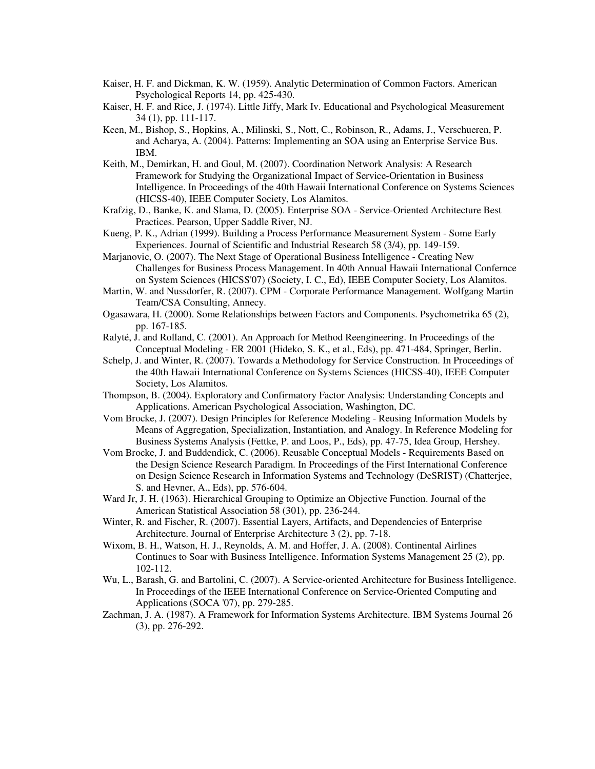Kaiser, H. F. and Dickman, K. W. (1959). Analytic Determination of Common Factors. American Psychological Reports 14, pp. 425-430.

Kaiser, H. F. and Rice, J. (1974). Little Jiffy, Mark Iv. Educational and Psychological Measurement 34 (1), pp. 111-117.

Keen, M., Bishop, S., Hopkins, A., Milinski, S., Nott, C., Robinson, R., Adams, J., Verschueren, P. and Acharya, A. (2004). Patterns: Implementing an SOA using an Enterprise Service Bus. IBM.

Keith, M., Demirkan, H. and Goul, M. (2007). Coordination Network Analysis: A Research Framework for Studying the Organizational Impact of Service-Orientation in Business Intelligence. In Proceedings of the 40th Hawaii International Conference on Systems Sciences (HICSS-40), IEEE Computer Society, Los Alamitos.

Krafzig, D., Banke, K. and Slama, D. (2005). Enterprise SOA - Service-Oriented Architecture Best Practices. Pearson, Upper Saddle River, NJ.

Kueng, P. K., Adrian (1999). Building a Process Performance Measurement System - Some Early Experiences. Journal of Scientific and Industrial Research 58 (3/4), pp. 149-159.

Marjanovic, O. (2007). The Next Stage of Operational Business Intelligence - Creating New Challenges for Business Process Management. In 40th Annual Hawaii International Confernce on System Sciences (HICSS'07) (Society, I. C., Ed), IEEE Computer Society, Los Alamitos.

Martin, W. and Nussdorfer, R. (2007). CPM - Corporate Performance Management. Wolfgang Martin Team/CSA Consulting, Annecy.

Ogasawara, H. (2000). Some Relationships between Factors and Components. Psychometrika 65 (2), pp. 167-185.

Ralyté, J. and Rolland, C. (2001). An Approach for Method Reengineering. In Proceedings of the Conceptual Modeling - ER 2001 (Hideko, S. K., et al., Eds), pp. 471-484, Springer, Berlin.

Schelp, J. and Winter, R. (2007). Towards a Methodology for Service Construction. In Proceedings of the 40th Hawaii International Conference on Systems Sciences (HICSS-40), IEEE Computer Society, Los Alamitos.

Thompson, B. (2004). Exploratory and Confirmatory Factor Analysis: Understanding Concepts and Applications. American Psychological Association, Washington, DC.

Vom Brocke, J. (2007). Design Principles for Reference Modeling - Reusing Information Models by Means of Aggregation, Specialization, Instantiation, and Analogy. In Reference Modeling for Business Systems Analysis (Fettke, P. and Loos, P., Eds), pp. 47-75, Idea Group, Hershey.

Vom Brocke, J. and Buddendick, C. (2006). Reusable Conceptual Models - Requirements Based on the Design Science Research Paradigm. In Proceedings of the First International Conference on Design Science Research in Information Systems and Technology (DeSRIST) (Chatterjee, S. and Hevner, A., Eds), pp. 576-604.

Ward Jr, J. H. (1963). Hierarchical Grouping to Optimize an Objective Function. Journal of the American Statistical Association 58 (301), pp. 236-244.

Winter, R. and Fischer, R. (2007). Essential Layers, Artifacts, and Dependencies of Enterprise Architecture. Journal of Enterprise Architecture 3 (2), pp. 7-18.

Wixom, B. H., Watson, H. J., Reynolds, A. M. and Hoffer, J. A. (2008). Continental Airlines Continues to Soar with Business Intelligence. Information Systems Management 25 (2), pp. 102-112.

Wu, L., Barash, G. and Bartolini, C. (2007). A Service-oriented Architecture for Business Intelligence. In Proceedings of the IEEE International Conference on Service-Oriented Computing and Applications (SOCA '07), pp. 279-285.

Zachman, J. A. (1987). A Framework for Information Systems Architecture. IBM Systems Journal 26 (3), pp. 276-292.